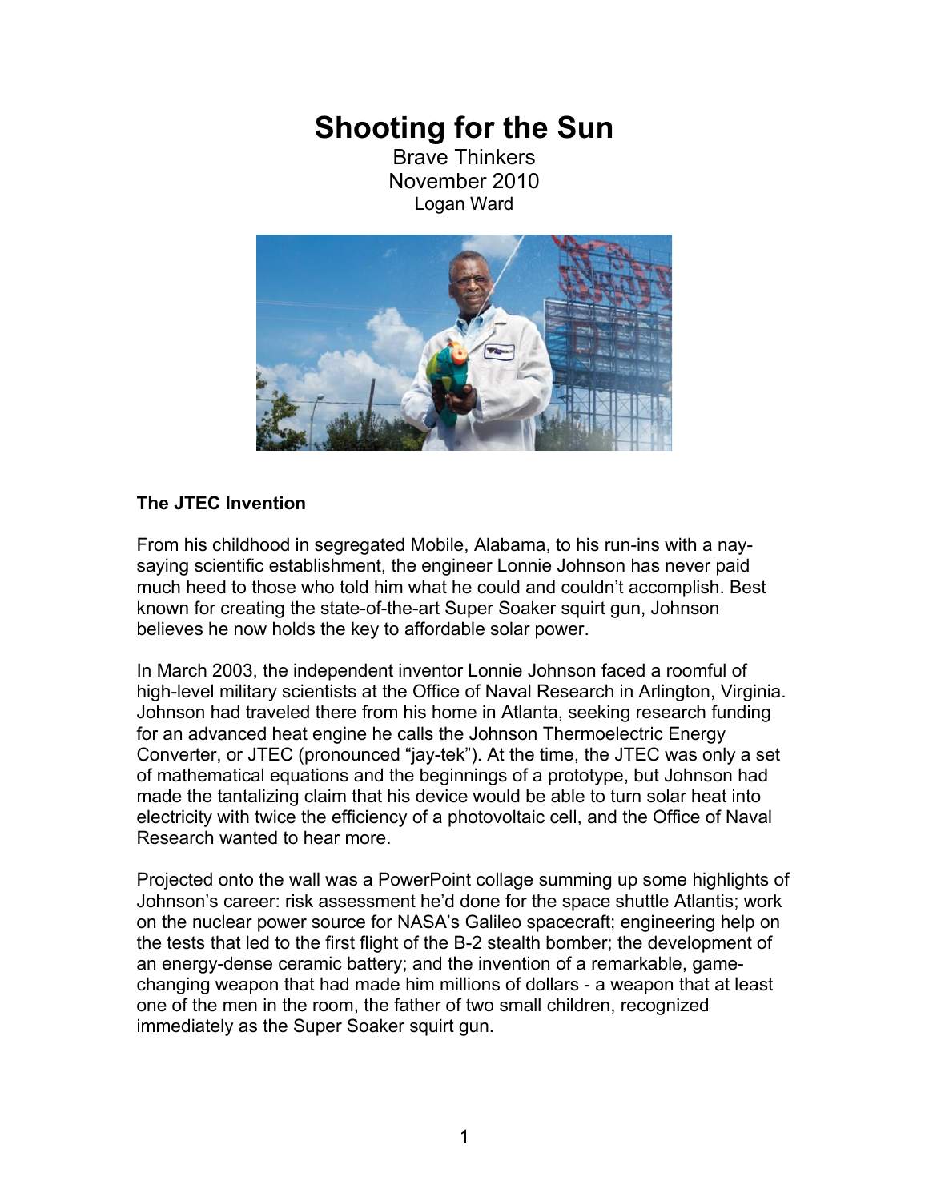# Shooting for the Sun

Brave Thinkers
November 2010
Logan Ward

### The JTEC Invention

From his childhood in segregated Mobile, Alabama, to his run-ins with a nay-saying scientific establishment, the engineer Lonnie Johnson has never paid much heed to those who told him what he could and couldn't accomplish. Best known for creating the state-of-the-art Super Soaker squirt gun, Johnson believes he now holds the key to affordable solar power.

In March 2003, the independent inventor Lonnie Johnson faced a roomful of high-level military scientists at the Office of Naval Research in Arlington, Virginia. Johnson had traveled there from his home in Atlanta, seeking research funding for an advanced heat engine he calls the Johnson Thermoelectric Energy Converter, or JTEC (pronounced "jay-tek"). At the time, the JTEC was only a set of mathematical equations and the beginnings of a prototype, but Johnson had made the tantalizing claim that his device would be able to turn solar heat into electricity with twice the efficiency of a photovoltaic cell, and the Office of Naval Research wanted to hear more.

Projected onto the wall was a PowerPoint collage summing up some highlights of Johnson's career: risk assessment he'd done for the space shuttle Atlantis; work on the nuclear power source for NASA's Galileo spacecraft; engineering help on the tests that led to the first flight of the B-2 stealth bomber; the development of an energy-dense ceramic battery; and the invention of a remarkable, game-changing weapon that had made him millions of dollars - a weapon that at least one of the men in the room, the father of two small children, recognized immediately as the Super Soaker squirt gun.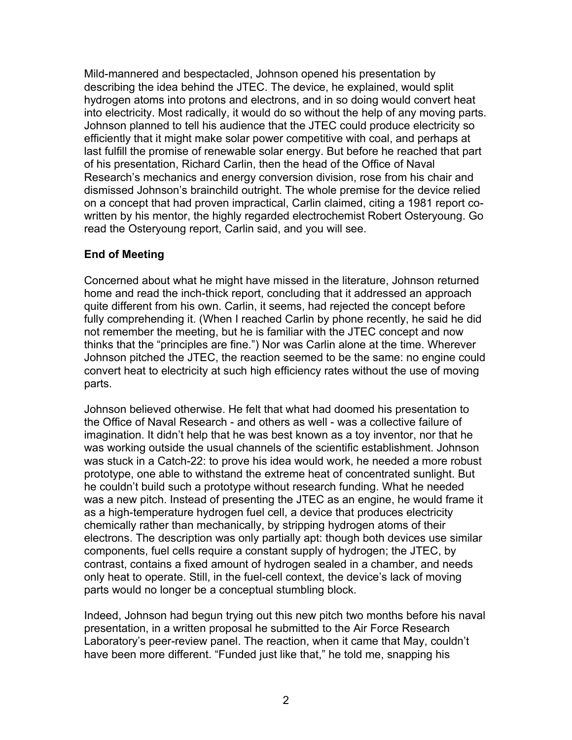Mild-mannered and bespectacled, Johnson opened his presentation by describing the idea behind the JTEC. The device, he explained, would split hydrogen atoms into protons and electrons, and in so doing would convert heat into electricity. Most radically, it would do so without the help of any moving parts. Johnson planned to tell his audience that the JTEC could produce electricity so efficiently that it might make solar power competitive with coal, and perhaps at last fulfill the promise of renewable solar energy. But before he reached that part of his presentation, Richard Carlin, then the head of the Office of Naval Research's mechanics and energy conversion division, rose from his chair and dismissed Johnson's brainchild outright. The whole premise for the device relied on a concept that had proven impractical, Carlin claimed, citing a 1981 report co-written by his mentor, the highly regarded electrochemist Robert Osteryoung. Go read the Osteryoung report, Carlin said, and you will see.

**End of Meeting**

Concerned about what he might have missed in the literature, Johnson returned home and read the inch-thick report, concluding that it addressed an approach quite different from his own. Carlin, it seems, had rejected the concept before fully comprehending it. (When I reached Carlin by phone recently, he said he did not remember the meeting, but he is familiar with the JTEC concept and now thinks that the "principles are fine.") Nor was Carlin alone at the time. Wherever Johnson pitched the JTEC, the reaction seemed to be the same: no engine could convert heat to electricity at such high efficiency rates without the use of moving parts.

Johnson believed otherwise. He felt that what had doomed his presentation to the Office of Naval Research - and others as well - was a collective failure of imagination. It didn't help that he was best known as a toy inventor, nor that he was working outside the usual channels of the scientific establishment. Johnson was stuck in a Catch-22: to prove his idea would work, he needed a more robust prototype, one able to withstand the extreme heat of concentrated sunlight. But he couldn't build such a prototype without research funding. What he needed was a new pitch. Instead of presenting the JTEC as an engine, he would frame it as a high-temperature hydrogen fuel cell, a device that produces electricity chemically rather than mechanically, by stripping hydrogen atoms of their electrons. The description was only partially apt: though both devices use similar components, fuel cells require a constant supply of hydrogen; the JTEC, by contrast, contains a fixed amount of hydrogen sealed in a chamber, and needs only heat to operate. Still, in the fuel-cell context, the device's lack of moving parts would no longer be a conceptual stumbling block.

Indeed, Johnson had begun trying out this new pitch two months before his naval presentation, in a written proposal he submitted to the Air Force Research Laboratory's peer-review panel. The reaction, when it came that May, couldn't have been more different. "Funded just like that," he told me, snapping his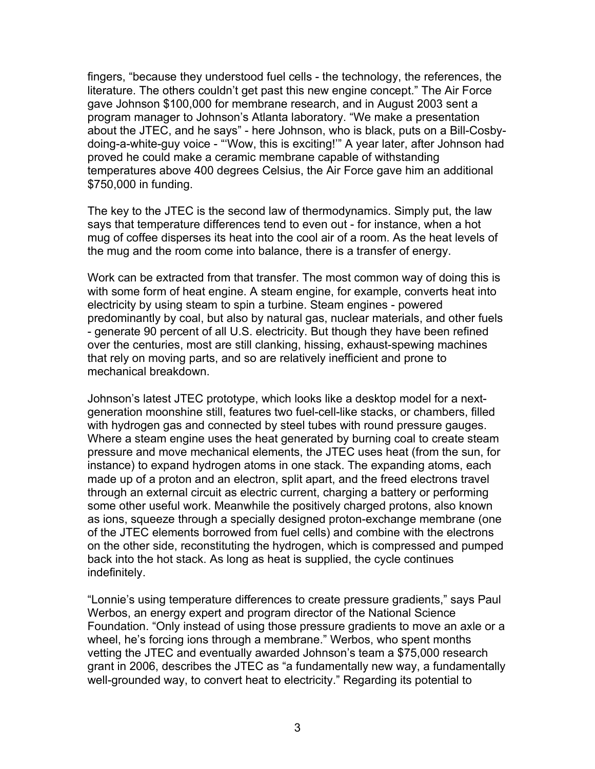fingers, “because they understood fuel cells - the technology, the references, the literature. The others couldn’t get past this new engine concept.” The Air Force gave Johnson $100,000 for membrane research, and in August 2003 sent a program manager to Johnson’s Atlanta laboratory. “We make a presentation about the JTEC, and he says” - here Johnson, who is black, puts on a Bill-Cosby-doing-a-white-guy voice - “‘Wow, this is exciting!’” A year later, after Johnson had proved he could make a ceramic membrane capable of withstanding temperatures above 400 degrees Celsius, the Air Force gave him an additional $750,000 in funding.

The key to the JTEC is the second law of thermodynamics. Simply put, the law says that temperature differences tend to even out - for instance, when a hot mug of coffee disperses its heat into the cool air of a room. As the heat levels of the mug and the room come into balance, there is a transfer of energy.

Work can be extracted from that transfer. The most common way of doing this is with some form of heat engine. A steam engine, for example, converts heat into electricity by using steam to spin a turbine. Steam engines - powered predominantly by coal, but also by natural gas, nuclear materials, and other fuels - generate 90 percent of all U.S. electricity. But though they have been refined over the centuries, most are still clanking, hissing, exhaust-spewing machines that rely on moving parts, and so are relatively inefficient and prone to mechanical breakdown.

Johnson’s latest JTEC prototype, which looks like a desktop model for a next-generation moonshine still, features two fuel-cell-like stacks, or chambers, filled with hydrogen gas and connected by steel tubes with round pressure gauges. Where a steam engine uses the heat generated by burning coal to create steam pressure and move mechanical elements, the JTEC uses heat (from the sun, for instance) to expand hydrogen atoms in one stack. The expanding atoms, each made up of a proton and an electron, split apart, and the freed electrons travel through an external circuit as electric current, charging a battery or performing some other useful work. Meanwhile the positively charged protons, also known as ions, squeeze through a specially designed proton-exchange membrane (one of the JTEC elements borrowed from fuel cells) and combine with the electrons on the other side, reconstituting the hydrogen, which is compressed and pumped back into the hot stack. As long as heat is supplied, the cycle continues indefinitely.

“Lonnie’s using temperature differences to create pressure gradients,” says Paul Werbos, an energy expert and program director of the National Science Foundation. “Only instead of using those pressure gradients to move an axle or a wheel, he’s forcing ions through a membrane.” Werbos, who spent months vetting the JTEC and eventually awarded Johnson’s team a $75,000 research grant in 2006, describes the JTEC as “a fundamentally new way, a fundamentally well-grounded way, to convert heat to electricity.” Regarding its potential to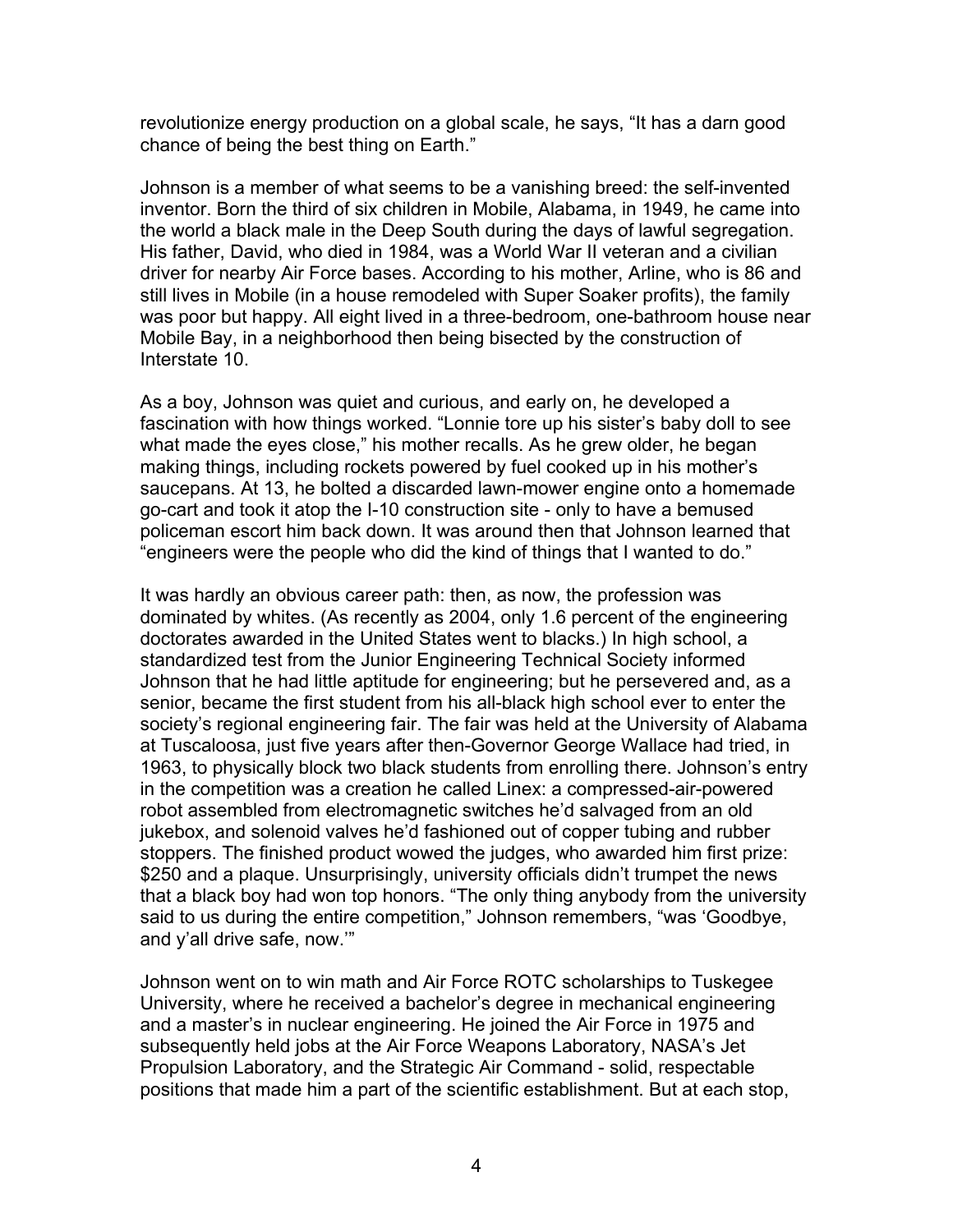revolutionize energy production on a global scale, he says, "It has a darn good chance of being the best thing on Earth."

Johnson is a member of what seems to be a vanishing breed: the self-invented inventor. Born the third of six children in Mobile, Alabama, in 1949, he came into the world a black male in the Deep South during the days of lawful segregation. His father, David, who died in 1984, was a World War II veteran and a civilian driver for nearby Air Force bases. According to his mother, Arline, who is 86 and still lives in Mobile (in a house remodeled with Super Soaker profits), the family was poor but happy. All eight lived in a three-bedroom, one-bathroom house near Mobile Bay, in a neighborhood then being bisected by the construction of Interstate 10.

As a boy, Johnson was quiet and curious, and early on, he developed a fascination with how things worked. "Lonnie tore up his sister's baby doll to see what made the eyes close," his mother recalls. As he grew older, he began making things, including rockets powered by fuel cooked up in his mother's saucepans. At 13, he bolted a discarded lawn-mower engine onto a homemade go-cart and took it atop the I-10 construction site - only to have a bemused policeman escort him back down. It was around then that Johnson learned that "engineers were the people who did the kind of things that I wanted to do."

It was hardly an obvious career path: then, as now, the profession was dominated by whites. (As recently as 2004, only 1.6 percent of the engineering doctorates awarded in the United States went to blacks.) In high school, a standardized test from the Junior Engineering Technical Society informed Johnson that he had little aptitude for engineering; but he persevered and, as a senior, became the first student from his all-black high school ever to enter the society's regional engineering fair. The fair was held at the University of Alabama at Tuscaloosa, just five years after then-Governor George Wallace had tried, in 1963, to physically block two black students from enrolling there. Johnson's entry in the competition was a creation he called Linex: a compressed-air-powered robot assembled from electromagnetic switches he'd salvaged from an old jukebox, and solenoid valves he'd fashioned out of copper tubing and rubber stoppers. The finished product wowed the judges, who awarded him first prize: $250 and a plaque. Unsurprisingly, university officials didn't trumpet the news that a black boy had won top honors. "The only thing anybody from the university said to us during the entire competition," Johnson remembers, "was 'Goodbye, and y'all drive safe, now.'"

Johnson went on to win math and Air Force ROTC scholarships to Tuskegee University, where he received a bachelor's degree in mechanical engineering and a master's in nuclear engineering. He joined the Air Force in 1975 and subsequently held jobs at the Air Force Weapons Laboratory, NASA's Jet Propulsion Laboratory, and the Strategic Air Command - solid, respectable positions that made him a part of the scientific establishment. But at each stop,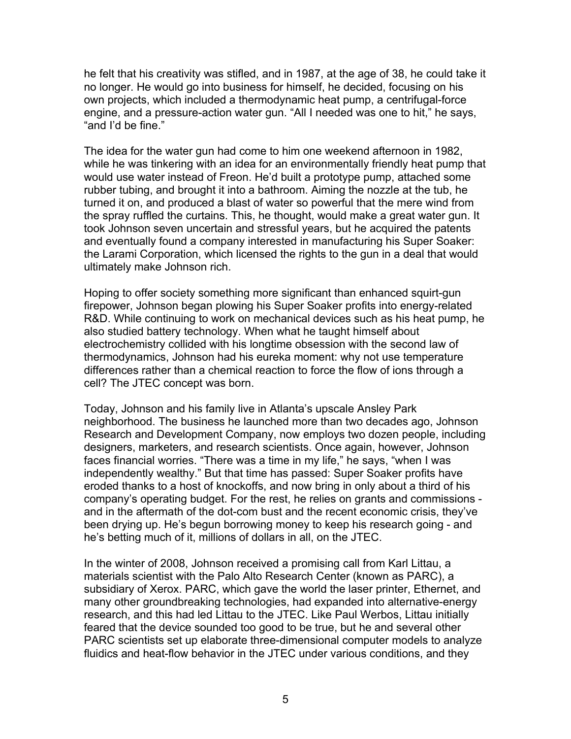he felt that his creativity was stifled, and in 1987, at the age of 38, he could take it no longer. He would go into business for himself, he decided, focusing on his own projects, which included a thermodynamic heat pump, a centrifugal-force engine, and a pressure-action water gun. “All I needed was one to hit,” he says, “and I’d be fine.”

The idea for the water gun had come to him one weekend afternoon in 1982, while he was tinkering with an idea for an environmentally friendly heat pump that would use water instead of Freon. He’d built a prototype pump, attached some rubber tubing, and brought it into a bathroom. Aiming the nozzle at the tub, he turned it on, and produced a blast of water so powerful that the mere wind from the spray ruffled the curtains. This, he thought, would make a great water gun. It took Johnson seven uncertain and stressful years, but he acquired the patents and eventually found a company interested in manufacturing his Super Soaker: the Larami Corporation, which licensed the rights to the gun in a deal that would ultimately make Johnson rich.

Hoping to offer society something more significant than enhanced squirt-gun firepower, Johnson began plowing his Super Soaker profits into energy-related R&D. While continuing to work on mechanical devices such as his heat pump, he also studied battery technology. When what he taught himself about electrochemistry collided with his longtime obsession with the second law of thermodynamics, Johnson had his eureka moment: why not use temperature differences rather than a chemical reaction to force the flow of ions through a cell? The JTEC concept was born.

Today, Johnson and his family live in Atlanta’s upscale Ansley Park neighborhood. The business he launched more than two decades ago, Johnson Research and Development Company, now employs two dozen people, including designers, marketers, and research scientists. Once again, however, Johnson faces financial worries. “There was a time in my life,” he says, “when I was independently wealthy.” But that time has passed: Super Soaker profits have eroded thanks to a host of knockoffs, and now bring in only about a third of his company’s operating budget. For the rest, he relies on grants and commissions - and in the aftermath of the dot-com bust and the recent economic crisis, they’ve been drying up. He’s begun borrowing money to keep his research going - and he’s betting much of it, millions of dollars in all, on the JTEC.

In the winter of 2008, Johnson received a promising call from Karl Littau, a materials scientist with the Palo Alto Research Center (known as PARC), a subsidiary of Xerox. PARC, which gave the world the laser printer, Ethernet, and many other groundbreaking technologies, had expanded into alternative-energy research, and this had led Littau to the JTEC. Like Paul Werbos, Littau initially feared that the device sounded too good to be true, but he and several other PARC scientists set up elaborate three-dimensional computer models to analyze fluidics and heat-flow behavior in the JTEC under various conditions, and they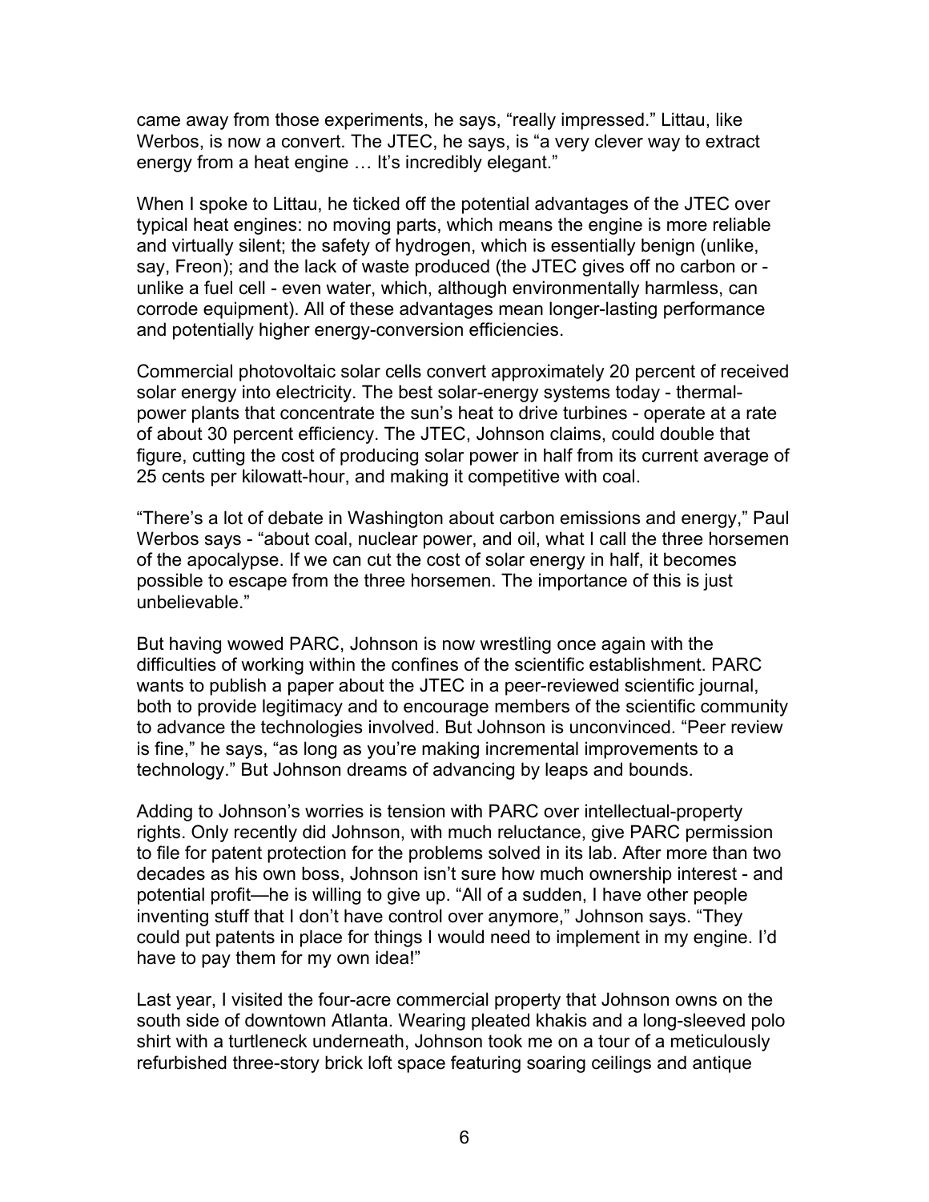came away from those experiments, he says, "really impressed." Littau, like Werbos, is now a convert. The JTEC, he says, is "a very clever way to extract energy from a heat engine … It's incredibly elegant."

When I spoke to Littau, he ticked off the potential advantages of the JTEC over typical heat engines: no moving parts, which means the engine is more reliable and virtually silent; the safety of hydrogen, which is essentially benign (unlike, say, Freon); and the lack of waste produced (the JTEC gives off no carbon or - unlike a fuel cell - even water, which, although environmentally harmless, can corrode equipment). All of these advantages mean longer-lasting performance and potentially higher energy-conversion efficiencies.

Commercial photovoltaic solar cells convert approximately 20 percent of received solar energy into electricity. The best solar-energy systems today - thermal-power plants that concentrate the sun's heat to drive turbines - operate at a rate of about 30 percent efficiency. The JTEC, Johnson claims, could double that figure, cutting the cost of producing solar power in half from its current average of 25 cents per kilowatt-hour, and making it competitive with coal.

"There's a lot of debate in Washington about carbon emissions and energy," Paul Werbos says - "about coal, nuclear power, and oil, what I call the three horsemen of the apocalypse. If we can cut the cost of solar energy in half, it becomes possible to escape from the three horsemen. The importance of this is just unbelievable."

But having wowed PARC, Johnson is now wrestling once again with the difficulties of working within the confines of the scientific establishment. PARC wants to publish a paper about the JTEC in a peer-reviewed scientific journal, both to provide legitimacy and to encourage members of the scientific community to advance the technologies involved. But Johnson is unconvinced. "Peer review is fine," he says, "as long as you're making incremental improvements to a technology." But Johnson dreams of advancing by leaps and bounds.

Adding to Johnson's worries is tension with PARC over intellectual-property rights. Only recently did Johnson, with much reluctance, give PARC permission to file for patent protection for the problems solved in its lab. After more than two decades as his own boss, Johnson isn't sure how much ownership interest - and potential profit—he is willing to give up. "All of a sudden, I have other people inventing stuff that I don't have control over anymore," Johnson says. "They could put patents in place for things I would need to implement in my engine. I'd have to pay them for my own idea!"

Last year, I visited the four-acre commercial property that Johnson owns on the south side of downtown Atlanta. Wearing pleated khakis and a long-sleeved polo shirt with a turtleneck underneath, Johnson took me on a tour of a meticulously refurbished three-story brick loft space featuring soaring ceilings and antique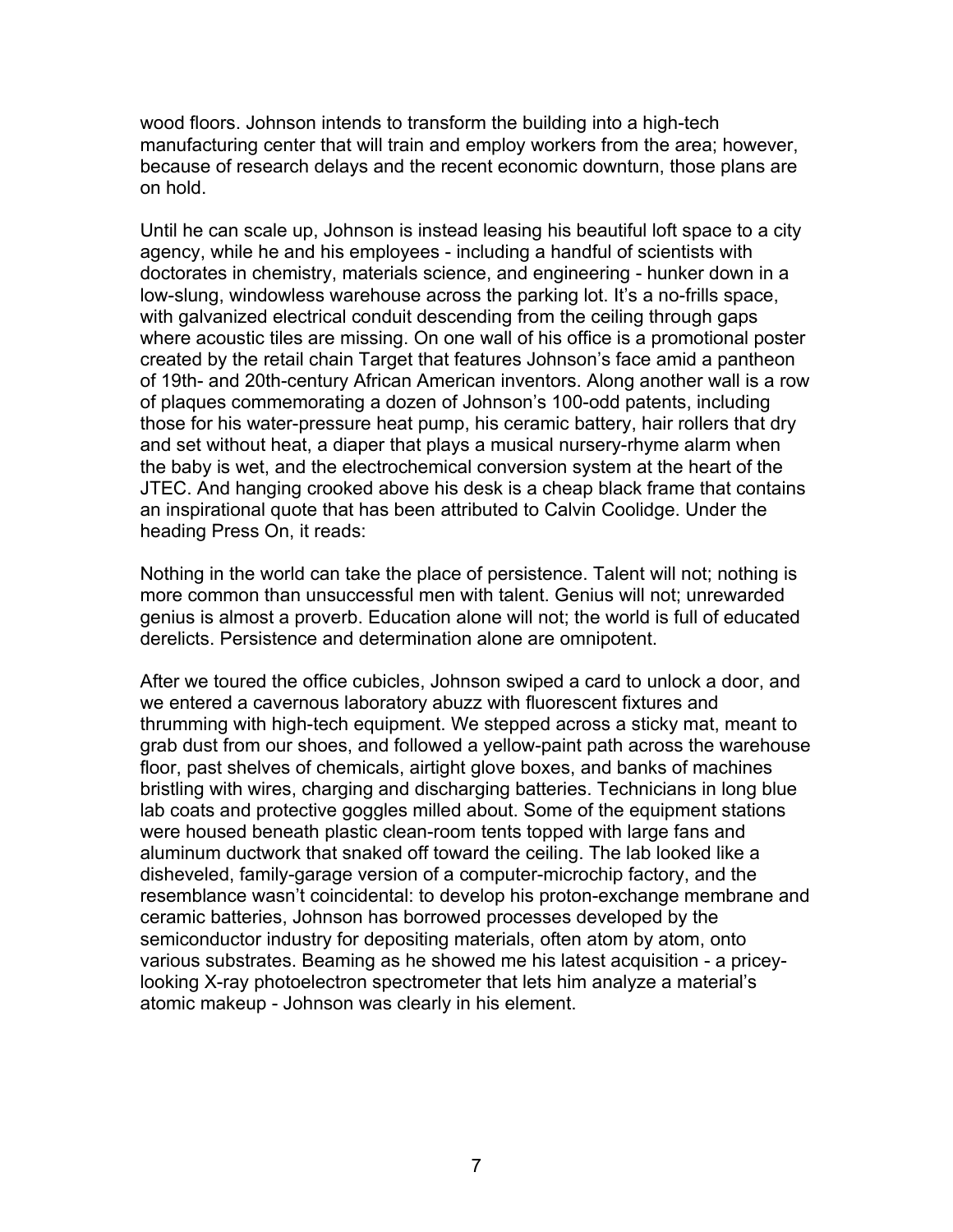wood floors. Johnson intends to transform the building into a high-tech manufacturing center that will train and employ workers from the area; however, because of research delays and the recent economic downturn, those plans are on hold.

Until he can scale up, Johnson is instead leasing his beautiful loft space to a city agency, while he and his employees - including a handful of scientists with doctorates in chemistry, materials science, and engineering - hunker down in a low-slung, windowless warehouse across the parking lot. It's a no-frills space, with galvanized electrical conduit descending from the ceiling through gaps where acoustic tiles are missing. On one wall of his office is a promotional poster created by the retail chain Target that features Johnson's face amid a pantheon of 19th- and 20th-century African American inventors. Along another wall is a row of plaques commemorating a dozen of Johnson's 100-odd patents, including those for his water-pressure heat pump, his ceramic battery, hair rollers that dry and set without heat, a diaper that plays a musical nursery-rhyme alarm when the baby is wet, and the electrochemical conversion system at the heart of the JTEC. And hanging crooked above his desk is a cheap black frame that contains an inspirational quote that has been attributed to Calvin Coolidge. Under the heading Press On, it reads:

Nothing in the world can take the place of persistence. Talent will not; nothing is more common than unsuccessful men with talent. Genius will not; unrewarded genius is almost a proverb. Education alone will not; the world is full of educated derelicts. Persistence and determination alone are omnipotent.

After we toured the office cubicles, Johnson swiped a card to unlock a door, and we entered a cavernous laboratory abuzz with fluorescent fixtures and thrumming with high-tech equipment. We stepped across a sticky mat, meant to grab dust from our shoes, and followed a yellow-paint path across the warehouse floor, past shelves of chemicals, airtight glove boxes, and banks of machines bristling with wires, charging and discharging batteries. Technicians in long blue lab coats and protective goggles milled about. Some of the equipment stations were housed beneath plastic clean-room tents topped with large fans and aluminum ductwork that snaked off toward the ceiling. The lab looked like a disheveled, family-garage version of a computer-microchip factory, and the resemblance wasn't coincidental: to develop his proton-exchange membrane and ceramic batteries, Johnson has borrowed processes developed by the semiconductor industry for depositing materials, often atom by atom, onto various substrates. Beaming as he showed me his latest acquisition - a pricey-looking X-ray photoelectron spectrometer that lets him analyze a material's atomic makeup - Johnson was clearly in his element.